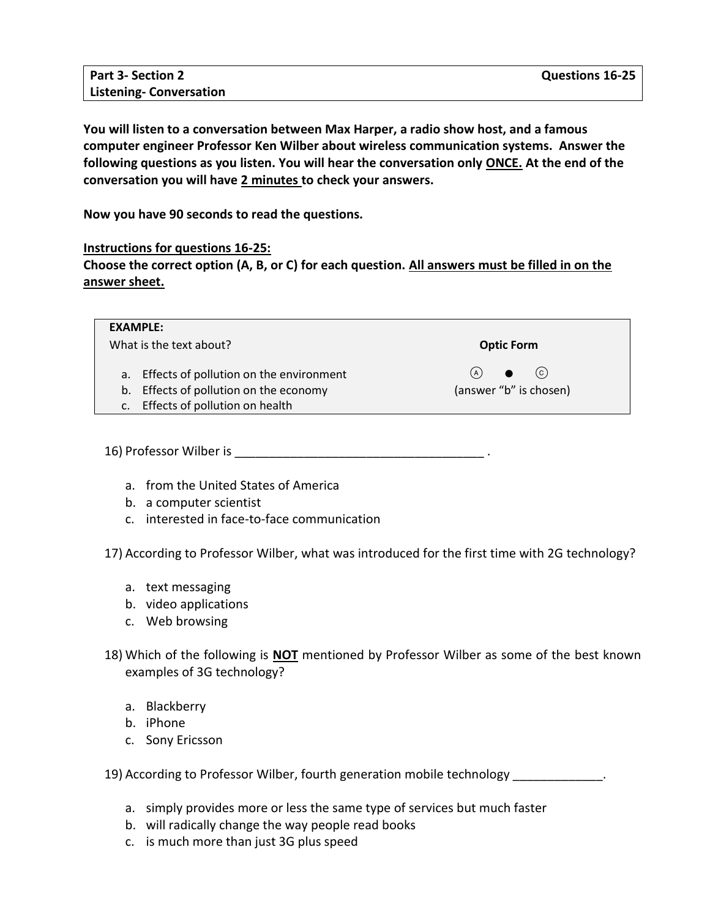| **Part 3- Section 2** | **Questions 16-25** |
| --- | --- |
| **Listening- Conversation** | |

**You will listen to a conversation between Max Harper, a radio show host, and a famous computer engineer Professor Ken Wilber about wireless communication systems. Answer the following questions as you listen. You will hear the conversation only <u>ONCE.</u> At the end of the conversation you will have <u>2 minutes</u> to check your answers.**

**Now you have 90 seconds to read the questions.**

**<u>Instructions for questions 16-25:</u>**
**Choose the correct option (A, B, or C) for each question. <u>All answers must be filled in on the answer sheet.</u>**

| **EXAMPLE:** | |
| --- | --- |
| What is the text about? | **Optic Form** |
| a. Effects of pollution on the environment | Ⓐ ● Ⓒ |
| b. Effects of pollution on the economy | (answer "b" is chosen) |
| c. Effects of pollution on health | |

16) Professor Wilber is ____________________________________ .

   a. from the United States of America
   b. a computer scientist
   c. interested in face-to-face communication

17) According to Professor Wilber, what was introduced for the first time with 2G technology?

   a. text messaging
   b. video applications
   c. Web browsing

18) Which of the following is **<u>NOT</u>** mentioned by Professor Wilber as some of the best known examples of 3G technology?

   a. Blackberry
   b. iPhone
   c. Sony Ericsson

19) According to Professor Wilber, fourth generation mobile technology _____________.

   a. simply provides more or less the same type of services but much faster
   b. will radically change the way people read books
   c. is much more than just 3G plus speed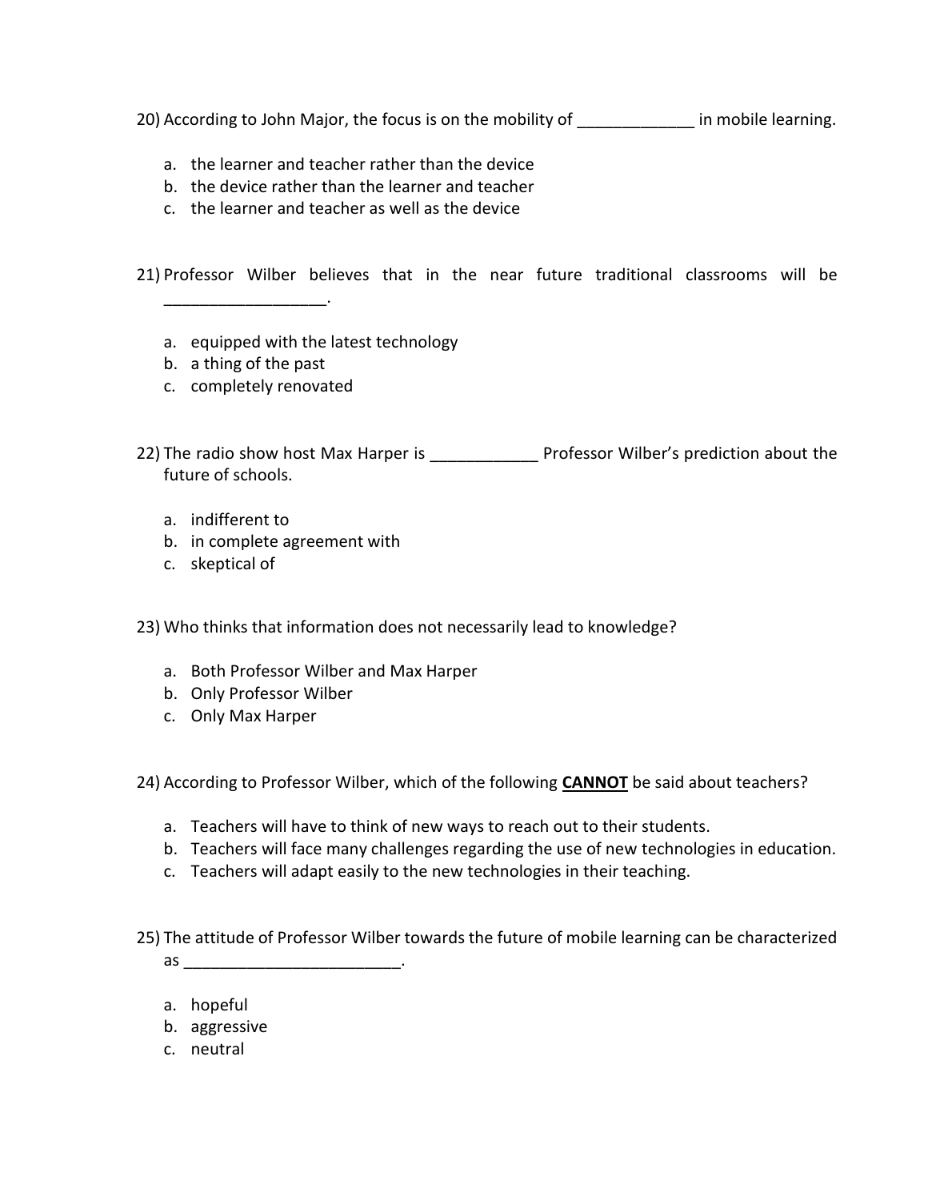20) According to John Major, the focus is on the mobility of _____________ in mobile learning.

a. the learner and teacher rather than the device
b. the device rather than the learner and teacher
c. the learner and teacher as well as the device

21) Professor Wilber believes that in the near future traditional classrooms will be __________________.

a. equipped with the latest technology
b. a thing of the past
c. completely renovated

22) The radio show host Max Harper is ____________ Professor Wilber's prediction about the future of schools.

a. indifferent to
b. in complete agreement with
c. skeptical of

23) Who thinks that information does not necessarily lead to knowledge?

a. Both Professor Wilber and Max Harper
b. Only Professor Wilber
c. Only Max Harper

24) According to Professor Wilber, which of the following **CANNOT** be said about teachers?

a. Teachers will have to think of new ways to reach out to their students.
b. Teachers will face many challenges regarding the use of new technologies in education.
c. Teachers will adapt easily to the new technologies in their teaching.

25) The attitude of Professor Wilber towards the future of mobile learning can be characterized as ________________________.

a. hopeful
b. aggressive
c. neutral